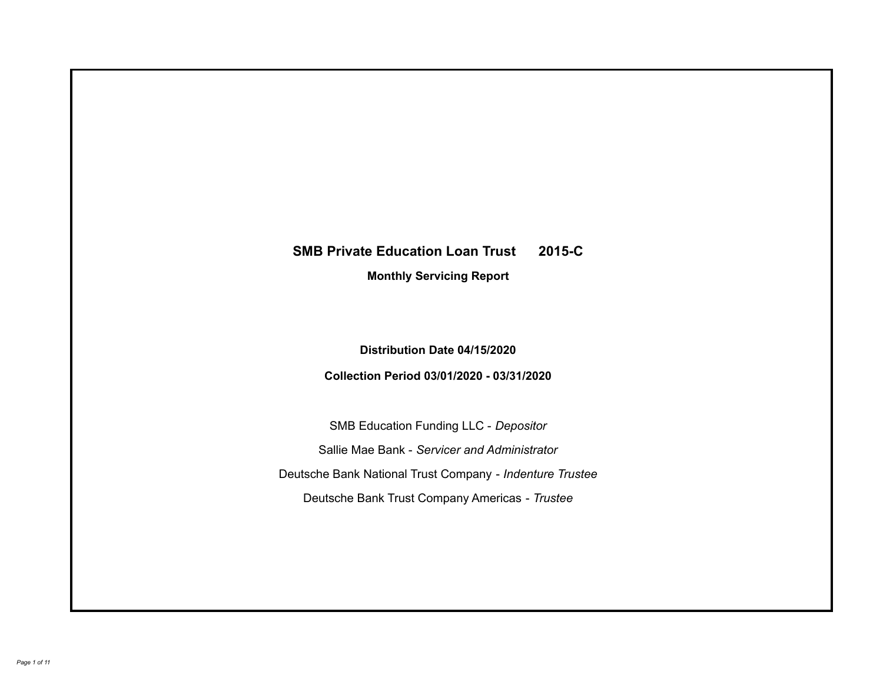# SMB Private Education Loan Trust 2015-C

## Monthly Servicing Report

**Distribution Date 04/15/2020**

**Collection Period 03/01/2020 - 03/31/2020**

SMB Education Funding LLC - *Depositor*

Sallie Mae Bank - *Servicer and Administrator*

Deutsche Bank National Trust Company - *Indenture Trustee*

Deutsche Bank Trust Company Americas - *Trustee*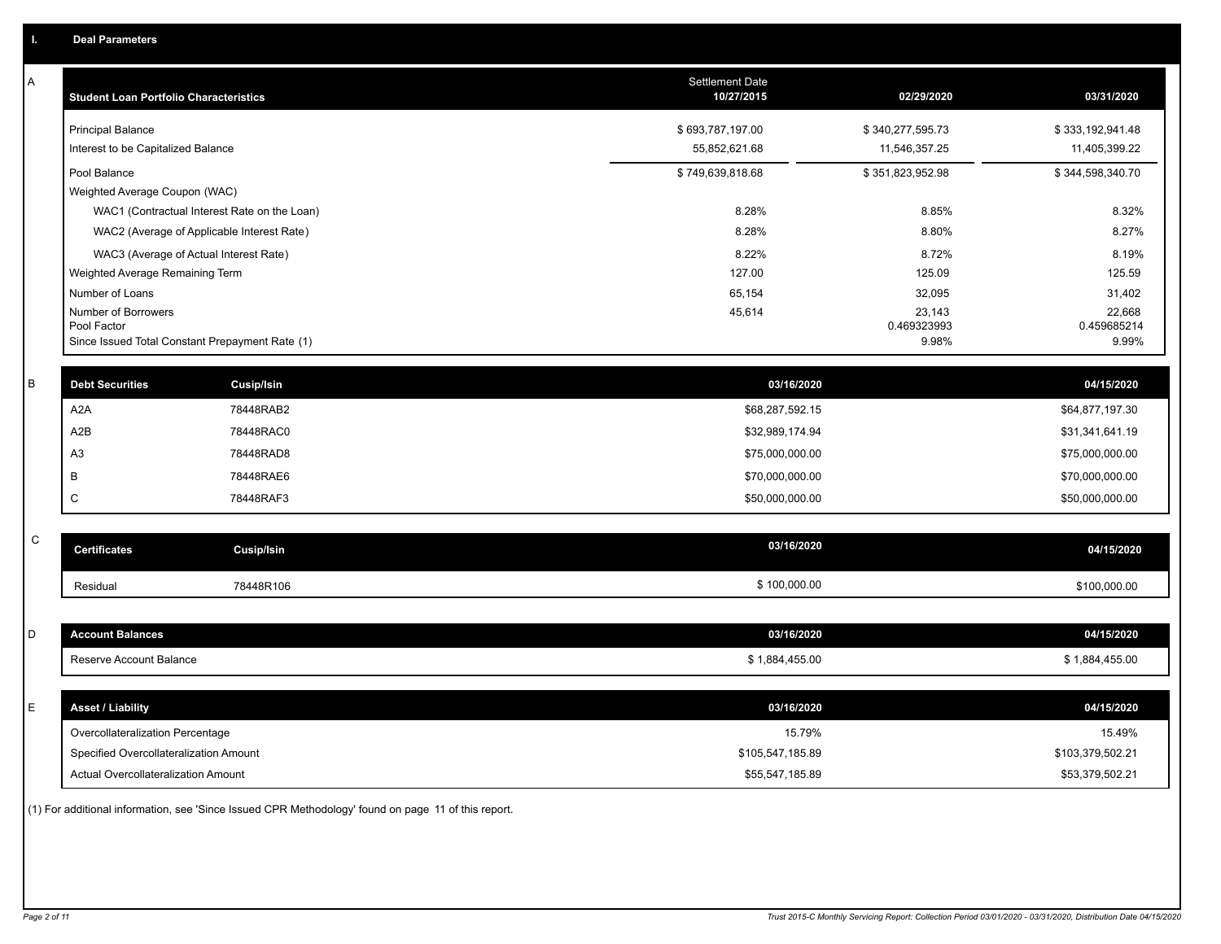## I. Deal Parameters

### A

| Student Loan Portfolio Characteristics | Settlement Date 10/27/2015 | 02/29/2020 | 03/31/2020 |
|---|---|---|---|
| Principal Balance | $ 693,787,197.00 | $ 340,277,595.73 | $ 333,192,941.48 |
| Interest to be Capitalized Balance | 55,852,621.68 | 11,546,357.25 | 11,405,399.22 |
| Pool Balance | $ 749,639,818.68 | $ 351,823,952.98 | $ 344,598,340.70 |
| Weighted Average Coupon (WAC) | | | |
| WAC1 (Contractual Interest Rate on the Loan) | 8.28% | 8.85% | 8.32% |
| WAC2 (Average of Applicable Interest Rate) | 8.28% | 8.80% | 8.27% |
| WAC3 (Average of Actual Interest Rate) | 8.22% | 8.72% | 8.19% |
| Weighted Average Remaining Term | 127.00 | 125.09 | 125.59 |
| Number of Loans | 65,154 | 32,095 | 31,402 |
| Number of Borrowers | 45,614 | 23,143 | 22,668 |
| Pool Factor | | 0.469323993 | 0.459685214 |
| Since Issued Total Constant Prepayment Rate (1) | | 9.98% | 9.99% |

### B

| Debt Securities | Cusip/Isin | 03/16/2020 | 04/15/2020 |
|---|---|---|---|
| A2A | 78448RAB2 | $68,287,592.15 | $64,877,197.30 |
| A2B | 78448RAC0 | $32,989,174.94 | $31,341,641.19 |
| A3 | 78448RAD8 | $75,000,000.00 | $75,000,000.00 |
| B | 78448RAE6 | $70,000,000.00 | $70,000,000.00 |
| C | 78448RAF3 | $50,000,000.00 | $50,000,000.00 |

### C

| Certificates | Cusip/Isin | 03/16/2020 | 04/15/2020 |
|---|---|---|---|
| Residual | 78448R106 | $ 100,000.00 | $100,000.00 |

### D

| Account Balances | 03/16/2020 | 04/15/2020 |
|---|---|---|
| Reserve Account Balance | $ 1,884,455.00 | $ 1,884,455.00 |

### E

| Asset / Liability | 03/16/2020 | 04/15/2020 |
|---|---|---|
| Overcollateralization Percentage | 15.79% | 15.49% |
| Specified Overcollateralization Amount | $105,547,185.89 | $103,379,502.21 |
| Actual Overcollateralization Amount | $55,547,185.89 | $53,379,502.21 |

(1) For additional information, see 'Since Issued CPR Methodology' found on page 11 of this report.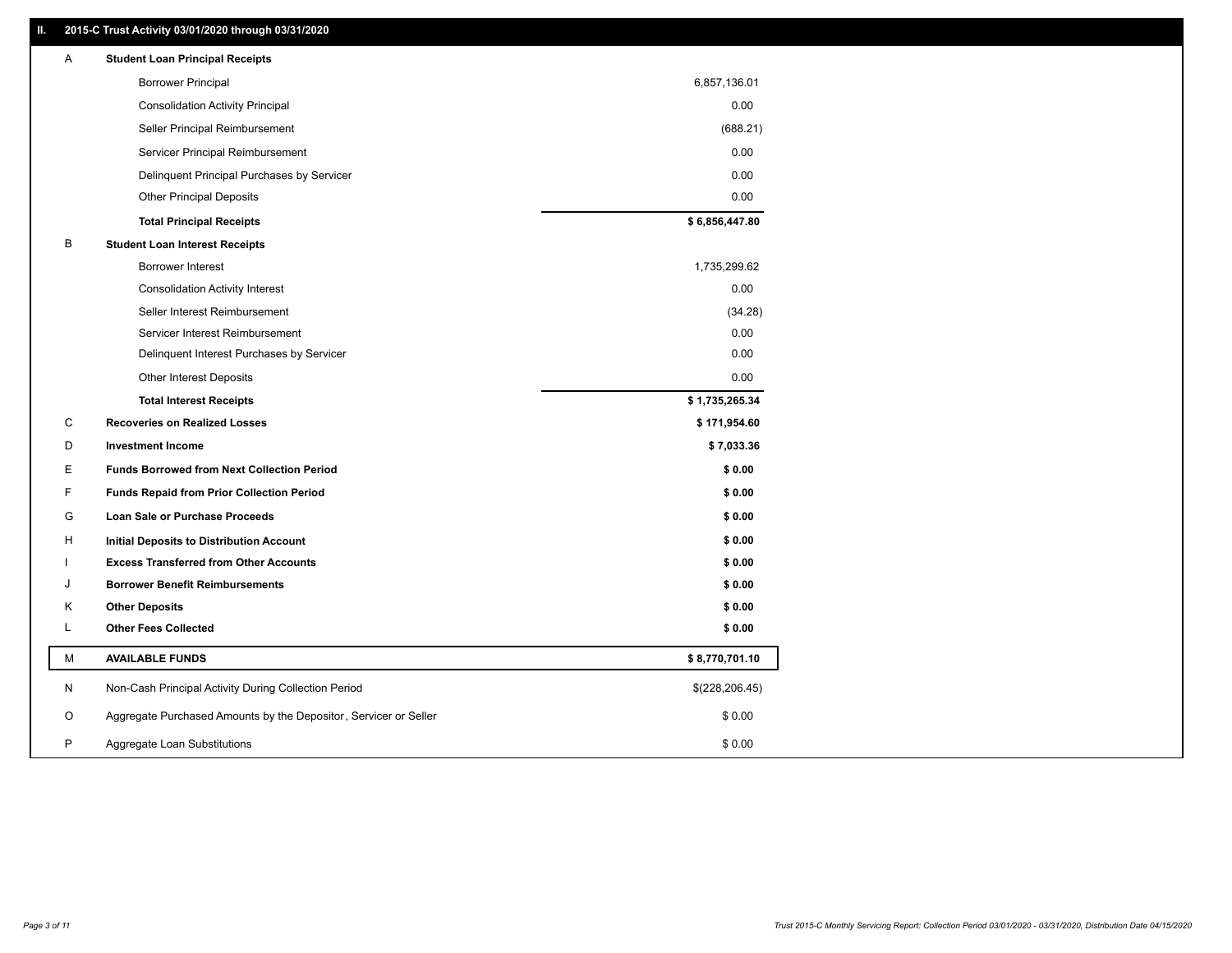## II. 2015-C Trust Activity 03/01/2020 through 03/31/2020

| | | |
|---|---|---|
| A | **Student Loan Principal Receipts** | |
| | Borrower Principal | 6,857,136.01 |
| | Consolidation Activity Principal | 0.00 |
| | Seller Principal Reimbursement | (688.21) |
| | Servicer Principal Reimbursement | 0.00 |
| | Delinquent Principal Purchases by Servicer | 0.00 |
| | Other Principal Deposits | 0.00 |
| | **Total Principal Receipts** | **$ 6,856,447.80** |
| B | **Student Loan Interest Receipts** | |
| | Borrower Interest | 1,735,299.62 |
| | Consolidation Activity Interest | 0.00 |
| | Seller Interest Reimbursement | (34.28) |
| | Servicer Interest Reimbursement | 0.00 |
| | Delinquent Interest Purchases by Servicer | 0.00 |
| | Other Interest Deposits | 0.00 |
| | **Total Interest Receipts** | **$ 1,735,265.34** |
| C | **Recoveries on Realized Losses** | **$ 171,954.60** |
| D | **Investment Income** | **$ 7,033.36** |
| E | **Funds Borrowed from Next Collection Period** | **$ 0.00** |
| F | **Funds Repaid from Prior Collection Period** | **$ 0.00** |
| G | **Loan Sale or Purchase Proceeds** | **$ 0.00** |
| H | **Initial Deposits to Distribution Account** | **$ 0.00** |
| I | **Excess Transferred from Other Accounts** | **$ 0.00** |
| J | **Borrower Benefit Reimbursements** | **$ 0.00** |
| K | **Other Deposits** | **$ 0.00** |
| L | **Other Fees Collected** | **$ 0.00** |
| M | **AVAILABLE FUNDS** | **$ 8,770,701.10** |
| N | Non-Cash Principal Activity During Collection Period | $(228,206.45) |
| O | Aggregate Purchased Amounts by the Depositor, Servicer or Seller | $ 0.00 |
| P | Aggregate Loan Substitutions | $ 0.00 |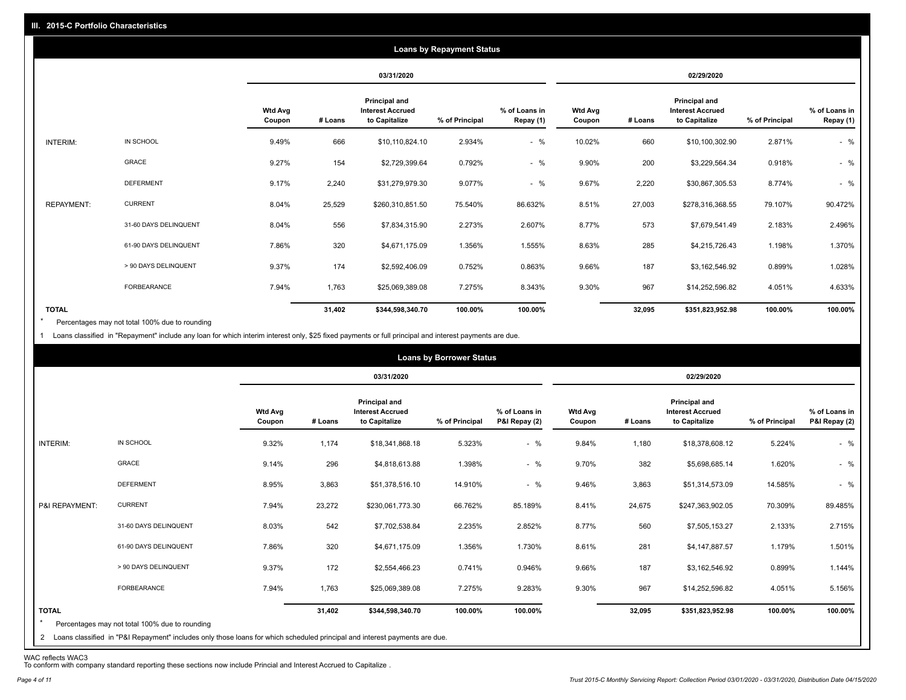## III. 2015-C Portfolio Characteristics

### Loans by Repayment Status

| | | 03/31/2020 | | | | | 02/29/2020 | | | | |
|---|---|---|---|---|---|---|---|---|---|---|---|
| | | Wtd Avg Coupon | # Loans | Principal and Interest Accrued to Capitalize | % of Principal | % of Loans in Repay (1) | Wtd Avg Coupon | # Loans | Principal and Interest Accrued to Capitalize | % of Principal | % of Loans in Repay (1) |
| INTERIM: | IN SCHOOL | 9.49% | 666 | $10,110,824.10 | 2.934% | - % | 10.02% | 660 | $10,100,302.90 | 2.871% | - % |
| | GRACE | 9.27% | 154 | $2,729,399.64 | 0.792% | - % | 9.90% | 200 | $3,229,564.34 | 0.918% | - % |
| | DEFERMENT | 9.17% | 2,240 | $31,279,979.30 | 9.077% | - % | 9.67% | 2,220 | $30,867,305.53 | 8.774% | - % |
| REPAYMENT: | CURRENT | 8.04% | 25,529 | $260,310,851.50 | 75.540% | 86.632% | 8.51% | 27,003 | $278,316,368.55 | 79.107% | 90.472% |
| | 31-60 DAYS DELINQUENT | 8.04% | 556 | $7,834,315.90 | 2.273% | 2.607% | 8.77% | 573 | $7,679,541.49 | 2.183% | 2.496% |
| | 61-90 DAYS DELINQUENT | 7.86% | 320 | $4,671,175.09 | 1.356% | 1.555% | 8.63% | 285 | $4,215,726.43 | 1.198% | 1.370% |
| | > 90 DAYS DELINQUENT | 9.37% | 174 | $2,592,406.09 | 0.752% | 0.863% | 9.66% | 187 | $3,162,546.92 | 0.899% | 1.028% |
| | FORBEARANCE | 7.94% | 1,763 | $25,069,389.08 | 7.275% | 8.343% | 9.30% | 967 | $14,252,596.82 | 4.051% | 4.633% |
| TOTAL | | | 31,402 | $344,598,340.70 | 100.00% | 100.00% | | 32,095 | $351,823,952.98 | 100.00% | 100.00% |

\* Percentages may not total 100% due to rounding

1 Loans classified in "Repayment" include any loan for which interim interest only, $25 fixed payments or full principal and interest payments are due.

### Loans by Borrower Status

| | | 03/31/2020 | | | | | 02/29/2020 | | | | |
|---|---|---|---|---|---|---|---|---|---|---|---|
| | | Wtd Avg Coupon | # Loans | Principal and Interest Accrued to Capitalize | % of Principal | % of Loans in P&I Repay (2) | Wtd Avg Coupon | # Loans | Principal and Interest Accrued to Capitalize | % of Principal | % of Loans in P&I Repay (2) |
| INTERIM: | IN SCHOOL | 9.32% | 1,174 | $18,341,868.18 | 5.323% | - % | 9.84% | 1,180 | $18,378,608.12 | 5.224% | - % |
| | GRACE | 9.14% | 296 | $4,818,613.88 | 1.398% | - % | 9.70% | 382 | $5,698,685.14 | 1.620% | - % |
| | DEFERMENT | 8.95% | 3,863 | $51,378,516.10 | 14.910% | - % | 9.46% | 3,863 | $51,314,573.09 | 14.585% | - % |
| P&I REPAYMENT: | CURRENT | 7.94% | 23,272 | $230,061,773.30 | 66.762% | 85.189% | 8.41% | 24,675 | $247,363,902.05 | 70.309% | 89.485% |
| | 31-60 DAYS DELINQUENT | 8.03% | 542 | $7,702,538.84 | 2.235% | 2.852% | 8.77% | 560 | $7,505,153.27 | 2.133% | 2.715% |
| | 61-90 DAYS DELINQUENT | 7.86% | 320 | $4,671,175.09 | 1.356% | 1.730% | 8.61% | 281 | $4,147,887.57 | 1.179% | 1.501% |
| | > 90 DAYS DELINQUENT | 9.37% | 172 | $2,554,466.23 | 0.741% | 0.946% | 9.66% | 187 | $3,162,546.92 | 0.899% | 1.144% |
| | FORBEARANCE | 7.94% | 1,763 | $25,069,389.08 | 7.275% | 9.283% | 9.30% | 967 | $14,252,596.82 | 4.051% | 5.156% |
| TOTAL | | | 31,402 | $344,598,340.70 | 100.00% | 100.00% | | 32,095 | $351,823,952.98 | 100.00% | 100.00% |

\* Percentages may not total 100% due to rounding

2 Loans classified in "P&I Repayment" includes only those loans for which scheduled principal and interest payments are due.

WAC reflects WAC3
To conform with company standard reporting these sections now include Princial and Interest Accrued to Capitalize .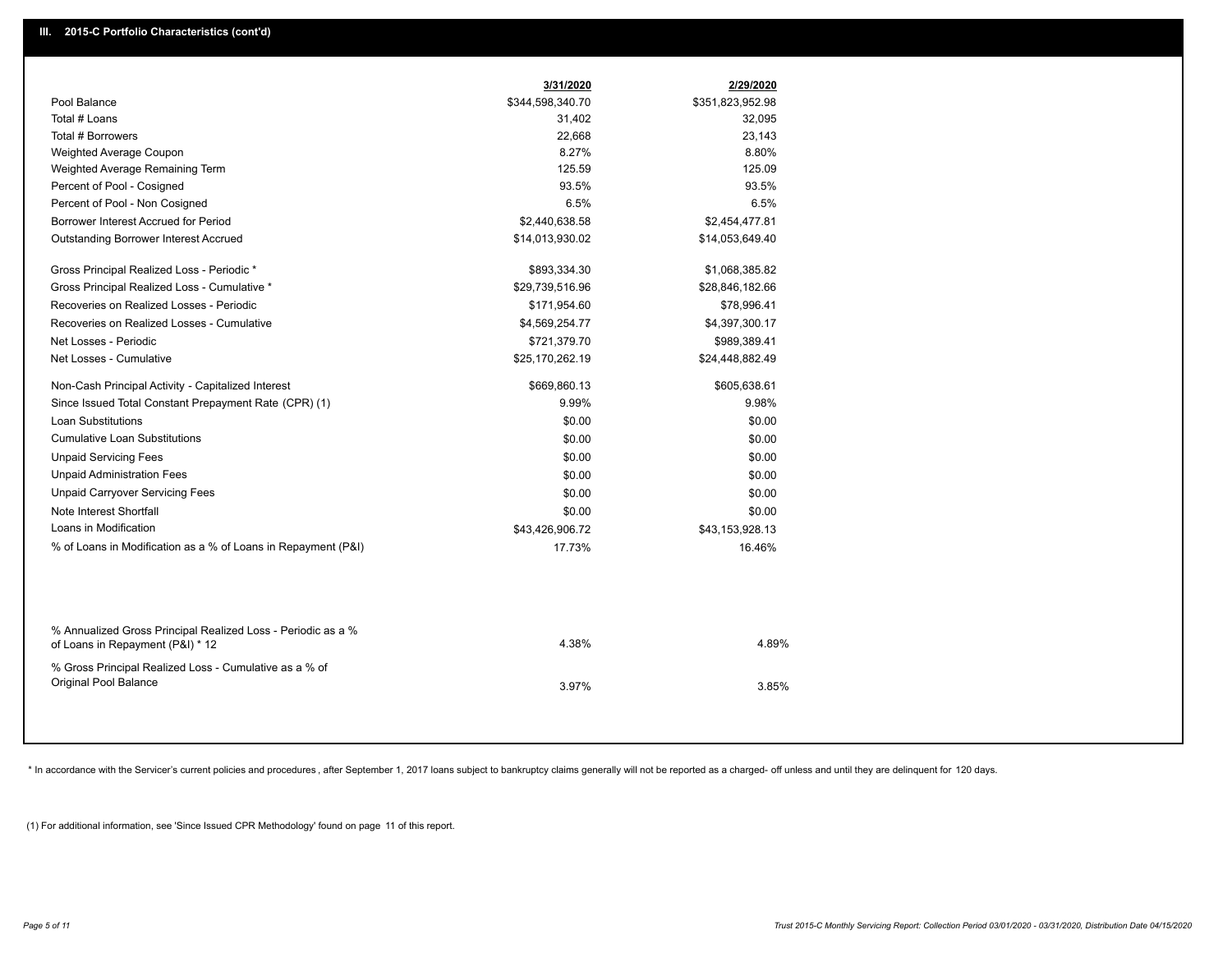## III. 2015-C Portfolio Characteristics (cont'd)

| | 3/31/2020 | 2/29/2020 |
|---|---|---|
| Pool Balance | $344,598,340.70 | $351,823,952.98 |
| Total # Loans | 31,402 | 32,095 |
| Total # Borrowers | 22,668 | 23,143 |
| Weighted Average Coupon | 8.27% | 8.80% |
| Weighted Average Remaining Term | 125.59 | 125.09 |
| Percent of Pool - Cosigned | 93.5% | 93.5% |
| Percent of Pool - Non Cosigned | 6.5% | 6.5% |
| Borrower Interest Accrued for Period | $2,440,638.58 | $2,454,477.81 |
| Outstanding Borrower Interest Accrued | $14,013,930.02 | $14,053,649.40 |
| Gross Principal Realized Loss - Periodic * | $893,334.30 | $1,068,385.82 |
| Gross Principal Realized Loss - Cumulative * | $29,739,516.96 | $28,846,182.66 |
| Recoveries on Realized Losses - Periodic | $171,954.60 | $78,996.41 |
| Recoveries on Realized Losses - Cumulative | $4,569,254.77 | $4,397,300.17 |
| Net Losses - Periodic | $721,379.70 | $989,389.41 |
| Net Losses - Cumulative | $25,170,262.19 | $24,448,882.49 |
| Non-Cash Principal Activity - Capitalized Interest | $669,860.13 | $605,638.61 |
| Since Issued Total Constant Prepayment Rate (CPR) (1) | 9.99% | 9.98% |
| Loan Substitutions | $0.00 | $0.00 |
| Cumulative Loan Substitutions | $0.00 | $0.00 |
| Unpaid Servicing Fees | $0.00 | $0.00 |
| Unpaid Administration Fees | $0.00 | $0.00 |
| Unpaid Carryover Servicing Fees | $0.00 | $0.00 |
| Note Interest Shortfall | $0.00 | $0.00 |
| Loans in Modification | $43,426,906.72 | $43,153,928.13 |
| % of Loans in Modification as a % of Loans in Repayment (P&I) | 17.73% | 16.46% |
| % Annualized Gross Principal Realized Loss - Periodic as a % of Loans in Repayment (P&I) * 12 | 4.38% | 4.89% |
| % Gross Principal Realized Loss - Cumulative as a % of Original Pool Balance | 3.97% | 3.85% |

* In accordance with the Servicer's current policies and procedures, after September 1, 2017 loans subject to bankruptcy claims generally will not be reported as a charged- off unless and until they are delinquent for 120 days.

(1) For additional information, see 'Since Issued CPR Methodology' found on page 11 of this report.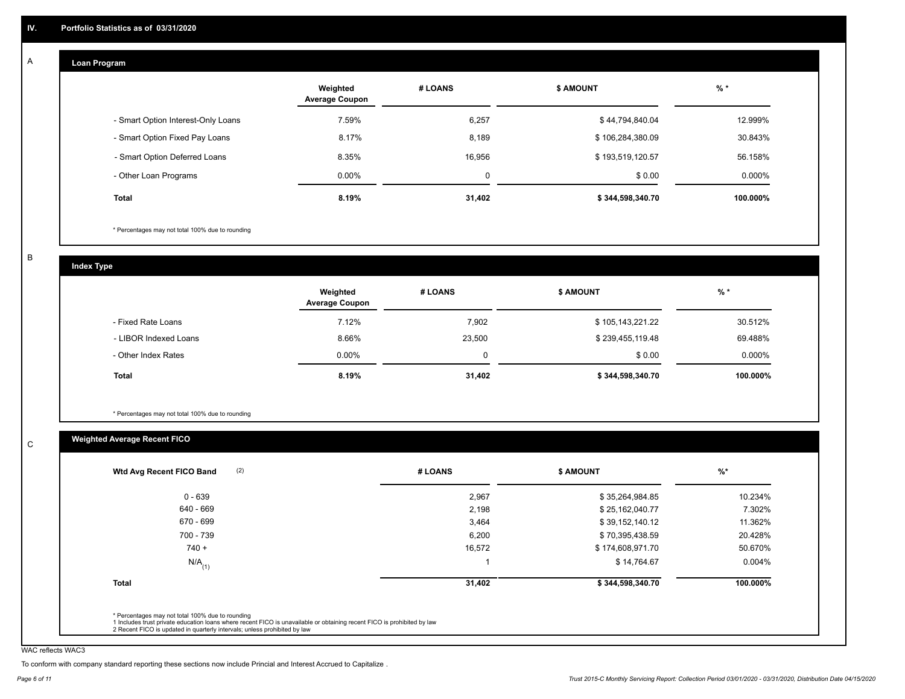## IV. Portfolio Statistics as of 03/31/2020

### A Loan Program

| | Weighted Average Coupon | # LOANS | $ AMOUNT | % * |
|---|---|---|---|---|
| - Smart Option Interest-Only Loans | 7.59% | 6,257 | $ 44,794,840.04 | 12.999% |
| - Smart Option Fixed Pay Loans | 8.17% | 8,189 | $ 106,284,380.09 | 30.843% |
| - Smart Option Deferred Loans | 8.35% | 16,956 | $ 193,519,120.57 | 56.158% |
| - Other Loan Programs | 0.00% | 0 | $ 0.00 | 0.000% |
| **Total** | **8.19%** | **31,402** | **$ 344,598,340.70** | **100.000%** |

\* Percentages may not total 100% due to rounding

### B Index Type

| | Weighted Average Coupon | # LOANS | $ AMOUNT | % * |
|---|---|---|---|---|
| - Fixed Rate Loans | 7.12% | 7,902 | $ 105,143,221.22 | 30.512% |
| - LIBOR Indexed Loans | 8.66% | 23,500 | $ 239,455,119.48 | 69.488% |
| - Other Index Rates | 0.00% | 0 | $ 0.00 | 0.000% |
| **Total** | **8.19%** | **31,402** | **$ 344,598,340.70** | **100.000%** |

\* Percentages may not total 100% due to rounding

### C Weighted Average Recent FICO

| Wtd Avg Recent FICO Band (2) | # LOANS | $ AMOUNT | %* |
|---|---|---|---|
| 0 - 639 | 2,967 | $ 35,264,984.85 | 10.234% |
| 640 - 669 | 2,198 | $ 25,162,040.77 | 7.302% |
| 670 - 699 | 3,464 | $ 39,152,140.12 | 11.362% |
| 700 - 739 | 6,200 | $ 70,395,438.59 | 20.428% |
| 740 + | 16,572 | $ 174,608,971.70 | 50.670% |
| N/A (1) | 1 | $ 14,764.67 | 0.004% |
| **Total** | **31,402** | **$ 344,598,340.70** | **100.000%** |

\* Percentages may not total 100% due to rounding
1 Includes trust private education loans where recent FICO is unavailable or obtaining recent FICO is prohibited by law
2 Recent FICO is updated in quarterly intervals; unless prohibited by law

WAC reflects WAC3

To conform with company standard reporting these sections now include Princial and Interest Accrued to Capitalize .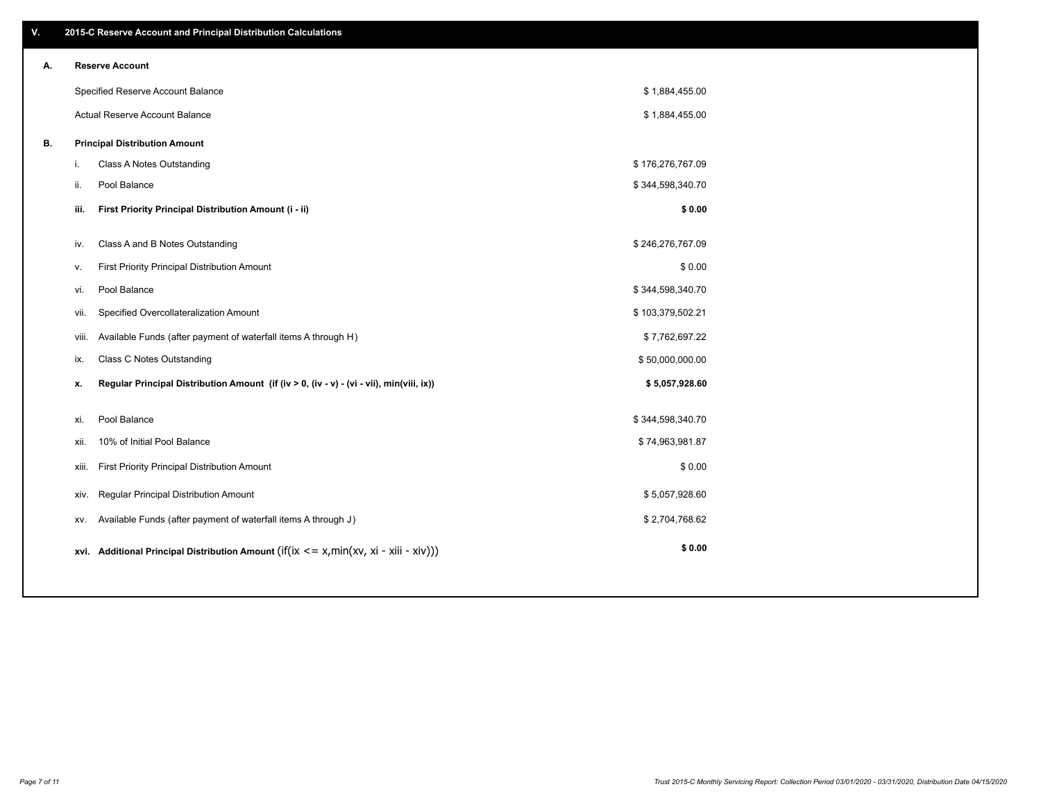## V. 2015-C Reserve Account and Principal Distribution Calculations

### A. Reserve Account

| | |
|---|---|
| Specified Reserve Account Balance | $ 1,884,455.00 |
| Actual Reserve Account Balance | $ 1,884,455.00 |

### B. Principal Distribution Amount

| | | |
|---|---|---|
| i. | Class A Notes Outstanding | $ 176,276,767.09 |
| ii. | Pool Balance | $ 344,598,340.70 |
| **iii.** | **First Priority Principal Distribution Amount (i - ii)** | **$ 0.00** |
| iv. | Class A and B Notes Outstanding | $ 246,276,767.09 |
| v. | First Priority Principal Distribution Amount | $ 0.00 |
| vi. | Pool Balance | $ 344,598,340.70 |
| vii. | Specified Overcollateralization Amount | $ 103,379,502.21 |
| viii. | Available Funds (after payment of waterfall items A through H) | $ 7,762,697.22 |
| ix. | Class C Notes Outstanding | $ 50,000,000.00 |
| **x.** | **Regular Principal Distribution Amount (if (iv > 0, (iv - v) - (vi - vii), min(viii, ix))** | **$ 5,057,928.60** |
| xi. | Pool Balance | $ 344,598,340.70 |
| xii. | 10% of Initial Pool Balance | $ 74,963,981.87 |
| xiii. | First Priority Principal Distribution Amount | $ 0.00 |
| xiv. | Regular Principal Distribution Amount | $ 5,057,928.60 |
| xv. | Available Funds (after payment of waterfall items A through J) | $ 2,704,768.62 |
| **xvi.** | **Additional Principal Distribution Amount** (if(ix <= x,min(xv, xi - xiii - xiv))) | **$ 0.00** |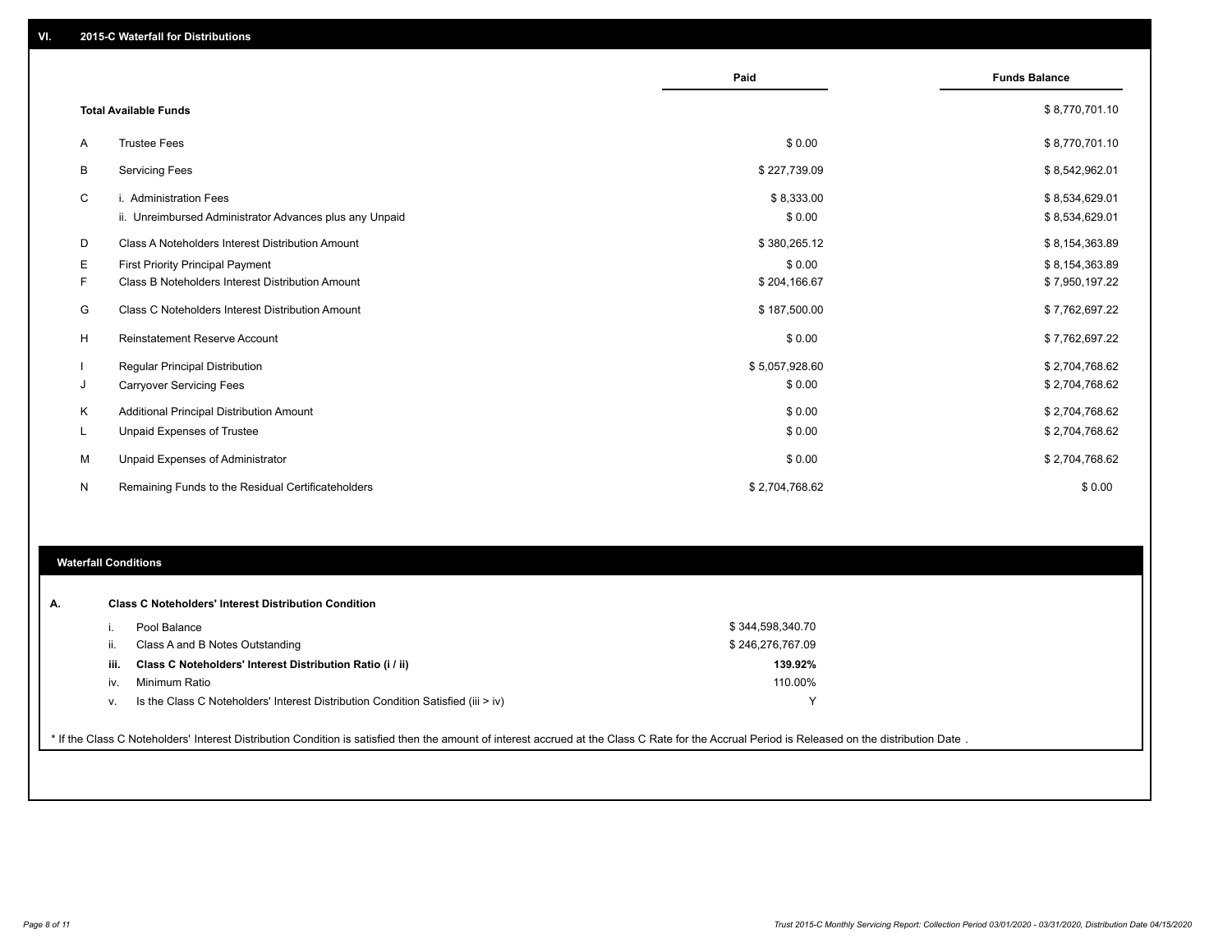## VI. 2015-C Waterfall for Distributions

| | | Paid | Funds Balance |
|---|---|---|---|
| | **Total Available Funds** | | $ 8,770,701.10 |
| A | Trustee Fees | $ 0.00 | $ 8,770,701.10 |
| B | Servicing Fees | $ 227,739.09 | $ 8,542,962.01 |
| C | i. Administration Fees | $ 8,333.00 | $ 8,534,629.01 |
| | ii. Unreimbursed Administrator Advances plus any Unpaid | $ 0.00 | $ 8,534,629.01 |
| D | Class A Noteholders Interest Distribution Amount | $ 380,265.12 | $ 8,154,363.89 |
| E | First Priority Principal Payment | $ 0.00 | $ 8,154,363.89 |
| F | Class B Noteholders Interest Distribution Amount | $ 204,166.67 | $ 7,950,197.22 |
| G | Class C Noteholders Interest Distribution Amount | $ 187,500.00 | $ 7,762,697.22 |
| H | Reinstatement Reserve Account | $ 0.00 | $ 7,762,697.22 |
| I | Regular Principal Distribution | $ 5,057,928.60 | $ 2,704,768.62 |
| J | Carryover Servicing Fees | $ 0.00 | $ 2,704,768.62 |
| K | Additional Principal Distribution Amount | $ 0.00 | $ 2,704,768.62 |
| L | Unpaid Expenses of Trustee | $ 0.00 | $ 2,704,768.62 |
| M | Unpaid Expenses of Administrator | $ 0.00 | $ 2,704,768.62 |
| N | Remaining Funds to the Residual Certificateholders | $ 2,704,768.62 | $ 0.00 |

## Waterfall Conditions

**A. Class C Noteholders' Interest Distribution Condition**

| | | |
|---|---|---|
| i. | Pool Balance | $ 344,598,340.70 |
| ii. | Class A and B Notes Outstanding | $ 246,276,767.09 |
| **iii.** | **Class C Noteholders' Interest Distribution Ratio (i / ii)** | **139.92%** |
| iv. | Minimum Ratio | 110.00% |
| v. | Is the Class C Noteholders' Interest Distribution Condition Satisfied (iii > iv) | Y |

* If the Class C Noteholders' Interest Distribution Condition is satisfied then the amount of interest accrued at the Class C Rate for the Accrual Period is Released on the distribution Date .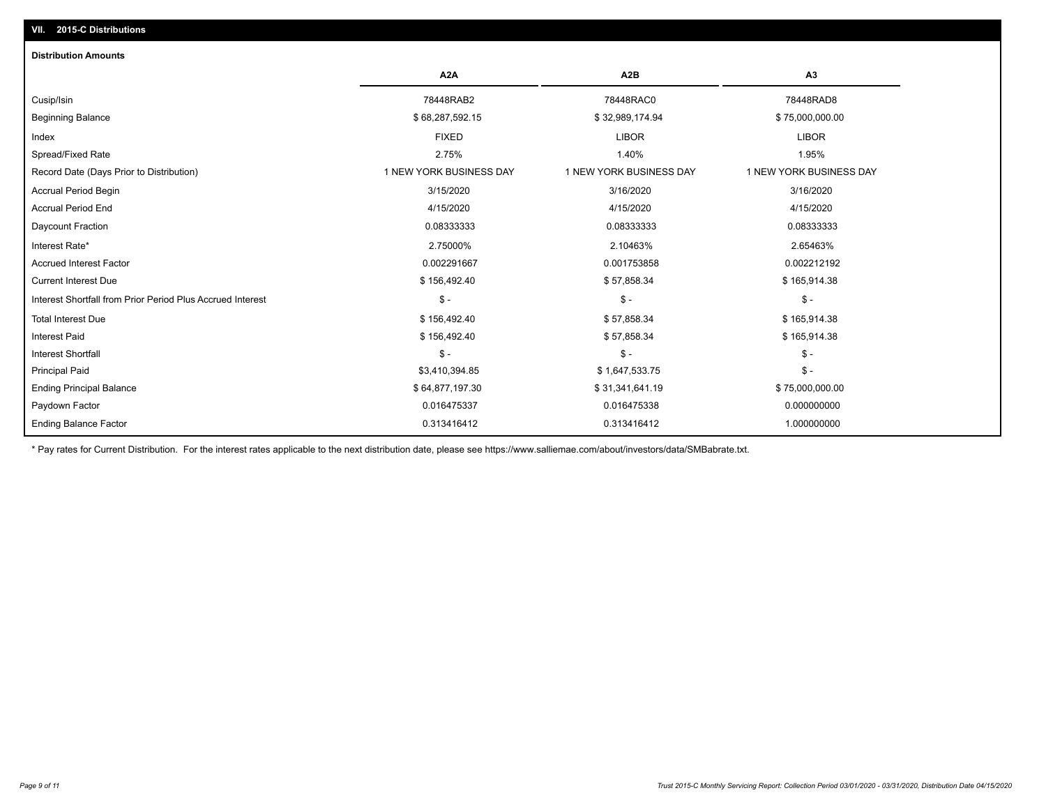## VII. 2015-C Distributions

### Distribution Amounts

| | A2A | A2B | A3 |
|---|---|---|---|
| Cusip/Isin | 78448RAB2 | 78448RAC0 | 78448RAD8 |
| Beginning Balance | $ 68,287,592.15 | $ 32,989,174.94 | $ 75,000,000.00 |
| Index | FIXED | LIBOR | LIBOR |
| Spread/Fixed Rate | 2.75% | 1.40% | 1.95% |
| Record Date (Days Prior to Distribution) | 1 NEW YORK BUSINESS DAY | 1 NEW YORK BUSINESS DAY | 1 NEW YORK BUSINESS DAY |
| Accrual Period Begin | 3/15/2020 | 3/16/2020 | 3/16/2020 |
| Accrual Period End | 4/15/2020 | 4/15/2020 | 4/15/2020 |
| Daycount Fraction | 0.08333333 | 0.08333333 | 0.08333333 |
| Interest Rate* | 2.75000% | 2.10463% | 2.65463% |
| Accrued Interest Factor | 0.002291667 | 0.001753858 | 0.002212192 |
| Current Interest Due | $ 156,492.40 | $ 57,858.34 | $ 165,914.38 |
| Interest Shortfall from Prior Period Plus Accrued Interest | $ - | $ - | $ - |
| Total Interest Due | $ 156,492.40 | $ 57,858.34 | $ 165,914.38 |
| Interest Paid | $ 156,492.40 | $ 57,858.34 | $ 165,914.38 |
| Interest Shortfall | $ - | $ - | $ - |
| Principal Paid | $3,410,394.85 | $ 1,647,533.75 | $ - |
| Ending Principal Balance | $ 64,877,197.30 | $ 31,341,641.19 | $ 75,000,000.00 |
| Paydown Factor | 0.016475337 | 0.016475338 | 0.000000000 |
| Ending Balance Factor | 0.313416412 | 0.313416412 | 1.000000000 |

* Pay rates for Current Distribution. For the interest rates applicable to the next distribution date, please see https://www.salliemae.com/about/investors/data/SMBabrate.txt.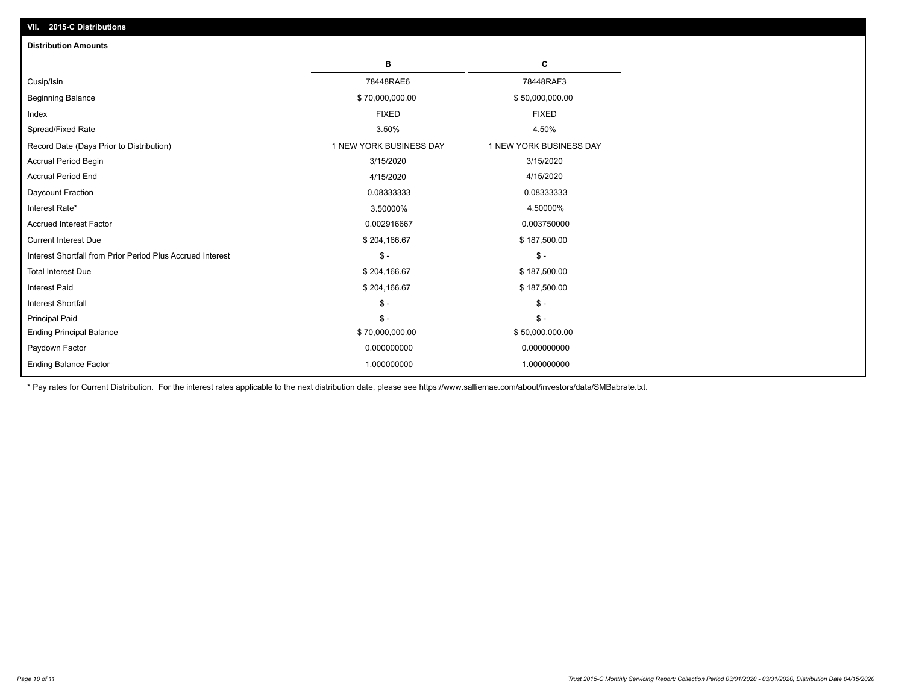## VII. 2015-C Distributions

### Distribution Amounts

| | B | C |
|---|---|---|
| Cusip/Isin | 78448RAE6 | 78448RAF3 |
| Beginning Balance | $ 70,000,000.00 | $ 50,000,000.00 |
| Index | FIXED | FIXED |
| Spread/Fixed Rate | 3.50% | 4.50% |
| Record Date (Days Prior to Distribution) | 1 NEW YORK BUSINESS DAY | 1 NEW YORK BUSINESS DAY |
| Accrual Period Begin | 3/15/2020 | 3/15/2020 |
| Accrual Period End | 4/15/2020 | 4/15/2020 |
| Daycount Fraction | 0.08333333 | 0.08333333 |
| Interest Rate* | 3.50000% | 4.50000% |
| Accrued Interest Factor | 0.002916667 | 0.003750000 |
| Current Interest Due | $ 204,166.67 | $ 187,500.00 |
| Interest Shortfall from Prior Period Plus Accrued Interest | $ - | $ - |
| Total Interest Due | $ 204,166.67 | $ 187,500.00 |
| Interest Paid | $ 204,166.67 | $ 187,500.00 |
| Interest Shortfall | $ - | $ - |
| Principal Paid | $ - | $ - |
| Ending Principal Balance | $ 70,000,000.00 | $ 50,000,000.00 |
| Paydown Factor | 0.000000000 | 0.000000000 |
| Ending Balance Factor | 1.000000000 | 1.000000000 |

* Pay rates for Current Distribution. For the interest rates applicable to the next distribution date, please see https://www.salliemae.com/about/investors/data/SMBabrate.txt.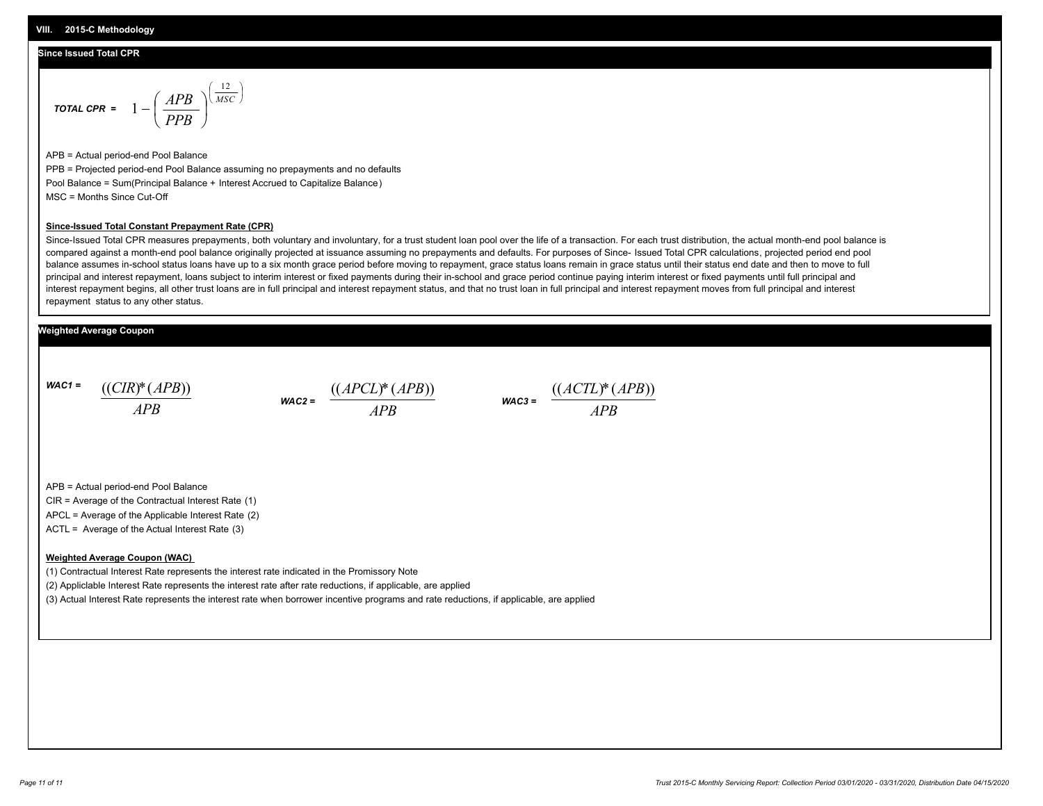## VIII. 2015-C Methodology

### Since Issued Total CPR

$$\textit{TOTAL CPR} = 1 - \left( \frac{APB}{PPB} \right)^{\left( \frac{12}{MSC} \right)}$$

APB = Actual period-end Pool Balance

PPB = Projected period-end Pool Balance assuming no prepayments and no defaults

Pool Balance = Sum(Principal Balance + Interest Accrued to Capitalize Balance)

MSC = Months Since Cut-Off

**Since-Issued Total Constant Prepayment Rate (CPR)**

Since-Issued Total CPR measures prepayments, both voluntary and involuntary, for a trust student loan pool over the life of a transaction. For each trust distribution, the actual month-end pool balance is compared against a month-end pool balance originally projected at issuance assuming no prepayments and defaults. For purposes of Since- Issued Total CPR calculations, projected period end pool balance assumes in-school status loans have up to a six month grace period before moving to repayment, grace status loans remain in grace status until their status end date and then to move to full principal and interest repayment, loans subject to interim interest or fixed payments during their in-school and grace period continue paying interim interest or fixed payments until full principal and interest repayment begins, all other trust loans are in full principal and interest repayment status, and that no trust loan in full principal and interest repayment moves from full principal and interest repayment status to any other status.

### Weighted Average Coupon

$$\textit{WAC1} = \frac{((CIR)*(APB))}{APB} \qquad \textit{WAC2} = \frac{((APCL)*(APB))}{APB} \qquad \textit{WAC3} = \frac{((ACTL)*(APB))}{APB}$$

APB = Actual period-end Pool Balance

CIR = Average of the Contractual Interest Rate (1)

APCL = Average of the Applicable Interest Rate (2)

ACTL = Average of the Actual Interest Rate (3)

**Weighted Average Coupon (WAC)**

(1) Contractual Interest Rate represents the interest rate indicated in the Promissory Note

(2) Appliclable Interest Rate represents the interest rate after rate reductions, if applicable, are applied

(3) Actual Interest Rate represents the interest rate when borrower incentive programs and rate reductions, if applicable, are applied